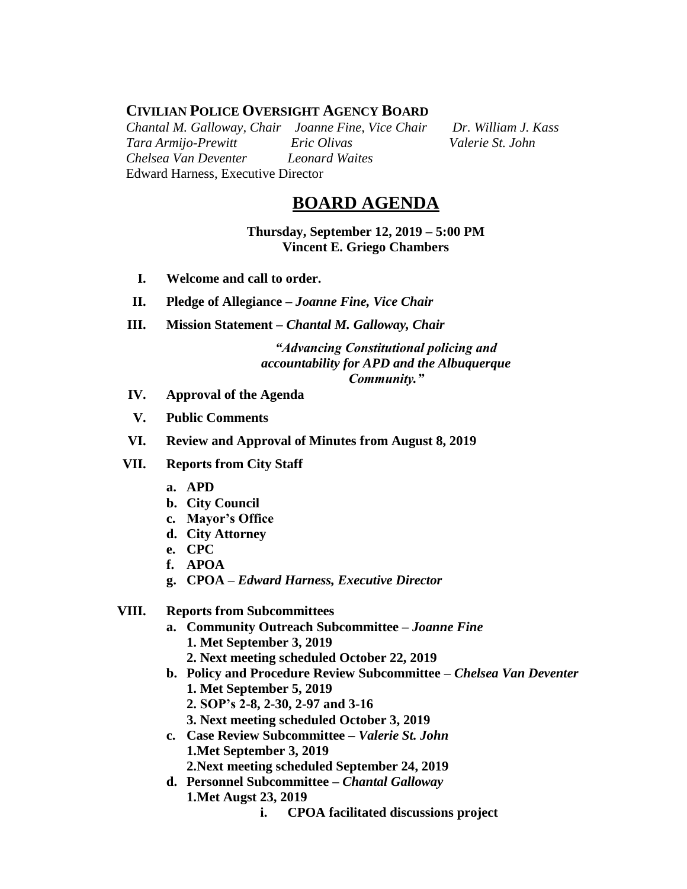**CIVILIAN POLICE OVERSIGHT AGENCY BOARD**

*Chantal M. Galloway, Chair* *Joanne Fine, Vice Chair* *Dr. William J. Kass*
*Tara Armijo-Prewitt* *Eric Olivas* *Valerie St. John*
*Chelsea Van Deventer* *Leonard Waites*
Edward Harness, Executive Director

# BOARD AGENDA

**Thursday, September 12, 2019 – 5:00 PM**
**Vincent E. Griego Chambers**

I. **Welcome and call to order.**

II. **Pledge of Allegiance –** ***Joanne Fine, Vice Chair***

III. **Mission Statement –** ***Chantal M. Galloway, Chair***

*"Advancing Constitutional policing and accountability for APD and the Albuquerque Community."*

IV. **Approval of the Agenda**

V. **Public Comments**

VI. **Review and Approval of Minutes from August 8, 2019**

VII. **Reports from City Staff**

   a. **APD**
   b. **City Council**
   c. **Mayor's Office**
   d. **City Attorney**
   e. **CPC**
   f. **APOA**
   g. **CPOA –** ***Edward Harness, Executive Director***

VIII. **Reports from Subcommittees**

   a. **Community Outreach Subcommittee –** ***Joanne Fine***
      **1. Met September 3, 2019**
      **2. Next meeting scheduled October 22, 2019**
   b. **Policy and Procedure Review Subcommittee –** ***Chelsea Van Deventer***
      **1. Met September 5, 2019**
      **2. SOP's 2-8, 2-30, 2-97 and 3-16**
      **3. Next meeting scheduled October 3, 2019**
   c. **Case Review Subcommittee –** ***Valerie St. John***
      **1.Met September 3, 2019**
      **2.Next meeting scheduled September 24, 2019**
   d. **Personnel Subcommittee –** ***Chantal Galloway***
      **1.Met Augst 23, 2019**
         i. **CPOA facilitated discussions project**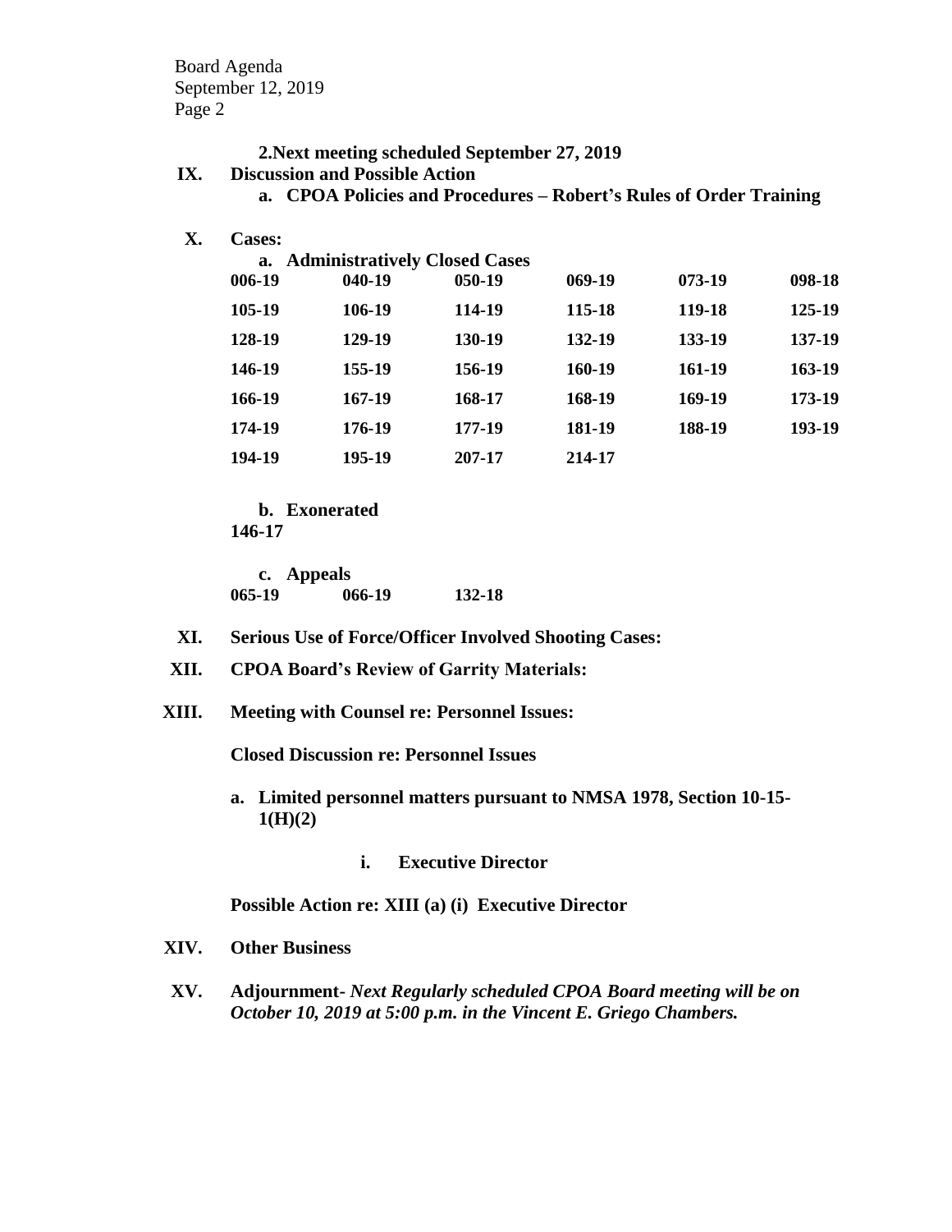**2. Next meeting scheduled September 27, 2019**

**IX. Discussion and Possible Action**

**a. CPOA Policies and Procedures – Robert's Rules of Order Training**

**X. Cases:**

**a. Administratively Closed Cases**

| | | | | | |
|---|---|---|---|---|---|
| **006-19** | **040-19** | **050-19** | **069-19** | **073-19** | **098-18** |
| **105-19** | **106-19** | **114-19** | **115-18** | **119-18** | **125-19** |
| **128-19** | **129-19** | **130-19** | **132-19** | **133-19** | **137-19** |
| **146-19** | **155-19** | **156-19** | **160-19** | **161-19** | **163-19** |
| **166-19** | **167-19** | **168-17** | **168-19** | **169-19** | **173-19** |
| **174-19** | **176-19** | **177-19** | **181-19** | **188-19** | **193-19** |
| **194-19** | **195-19** | **207-17** | **214-17** | | |

**b. Exonerated**

**146-17**

**c. Appeals**

**065-19** **066-19** **132-18**

**XI. Serious Use of Force/Officer Involved Shooting Cases:**

**XII. CPOA Board's Review of Garrity Materials:**

**XIII. Meeting with Counsel re: Personnel Issues:**

**Closed Discussion re: Personnel Issues**

**a. Limited personnel matters pursuant to NMSA 1978, Section 10-15-1(H)(2)**

**i. Executive Director**

**Possible Action re: XIII (a) (i) Executive Director**

**XIV. Other Business**

**XV. Adjournment**- ***Next Regularly scheduled CPOA Board meeting will be on October 10, 2019 at 5:00 p.m. in the Vincent E. Griego Chambers.***